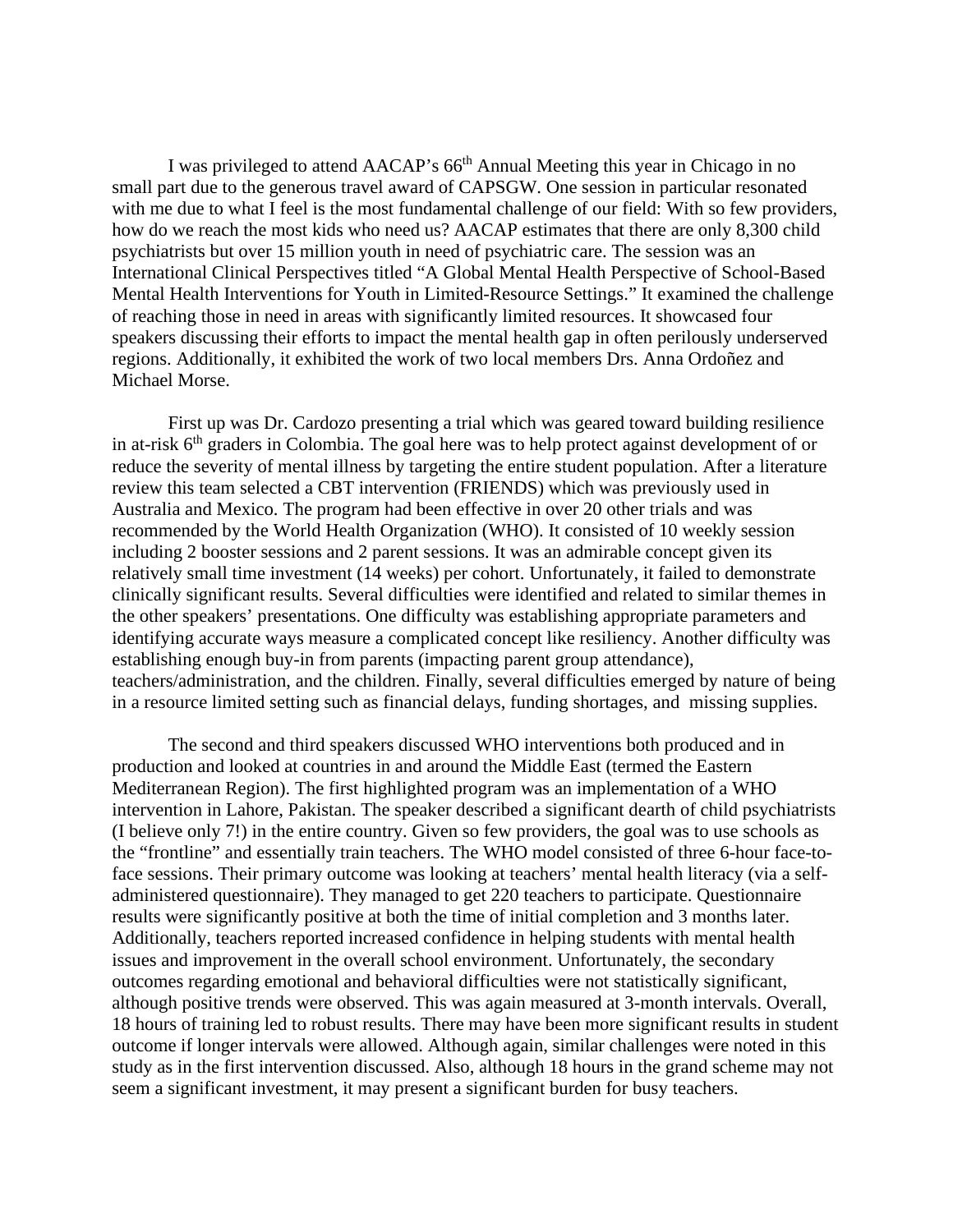I was privileged to attend AACAP's 66th Annual Meeting this year in Chicago in no small part due to the generous travel award of CAPSGW. One session in particular resonated with me due to what I feel is the most fundamental challenge of our field: With so few providers, how do we reach the most kids who need us? AACAP estimates that there are only 8,300 child psychiatrists but over 15 million youth in need of psychiatric care. The session was an International Clinical Perspectives titled "A Global Mental Health Perspective of School-Based Mental Health Interventions for Youth in Limited-Resource Settings." It examined the challenge of reaching those in need in areas with significantly limited resources. It showcased four speakers discussing their efforts to impact the mental health gap in often perilously underserved regions. Additionally, it exhibited the work of two local members Drs. Anna Ordoñez and Michael Morse.

First up was Dr. Cardozo presenting a trial which was geared toward building resilience in at-risk 6th graders in Colombia. The goal here was to help protect against development of or reduce the severity of mental illness by targeting the entire student population. After a literature review this team selected a CBT intervention (FRIENDS) which was previously used in Australia and Mexico. The program had been effective in over 20 other trials and was recommended by the World Health Organization (WHO). It consisted of 10 weekly session including 2 booster sessions and 2 parent sessions. It was an admirable concept given its relatively small time investment (14 weeks) per cohort. Unfortunately, it failed to demonstrate clinically significant results. Several difficulties were identified and related to similar themes in the other speakers' presentations. One difficulty was establishing appropriate parameters and identifying accurate ways measure a complicated concept like resiliency. Another difficulty was establishing enough buy-in from parents (impacting parent group attendance), teachers/administration, and the children. Finally, several difficulties emerged by nature of being in a resource limited setting such as financial delays, funding shortages, and missing supplies.

The second and third speakers discussed WHO interventions both produced and in production and looked at countries in and around the Middle East (termed the Eastern Mediterranean Region). The first highlighted program was an implementation of a WHO intervention in Lahore, Pakistan. The speaker described a significant dearth of child psychiatrists (I believe only 7!) in the entire country. Given so few providers, the goal was to use schools as the "frontline" and essentially train teachers. The WHO model consisted of three 6-hour face-to-face sessions. Their primary outcome was looking at teachers' mental health literacy (via a self-administered questionnaire). They managed to get 220 teachers to participate. Questionnaire results were significantly positive at both the time of initial completion and 3 months later. Additionally, teachers reported increased confidence in helping students with mental health issues and improvement in the overall school environment. Unfortunately, the secondary outcomes regarding emotional and behavioral difficulties were not statistically significant, although positive trends were observed. This was again measured at 3-month intervals. Overall, 18 hours of training led to robust results. There may have been more significant results in student outcome if longer intervals were allowed. Although again, similar challenges were noted in this study as in the first intervention discussed. Also, although 18 hours in the grand scheme may not seem a significant investment, it may present a significant burden for busy teachers.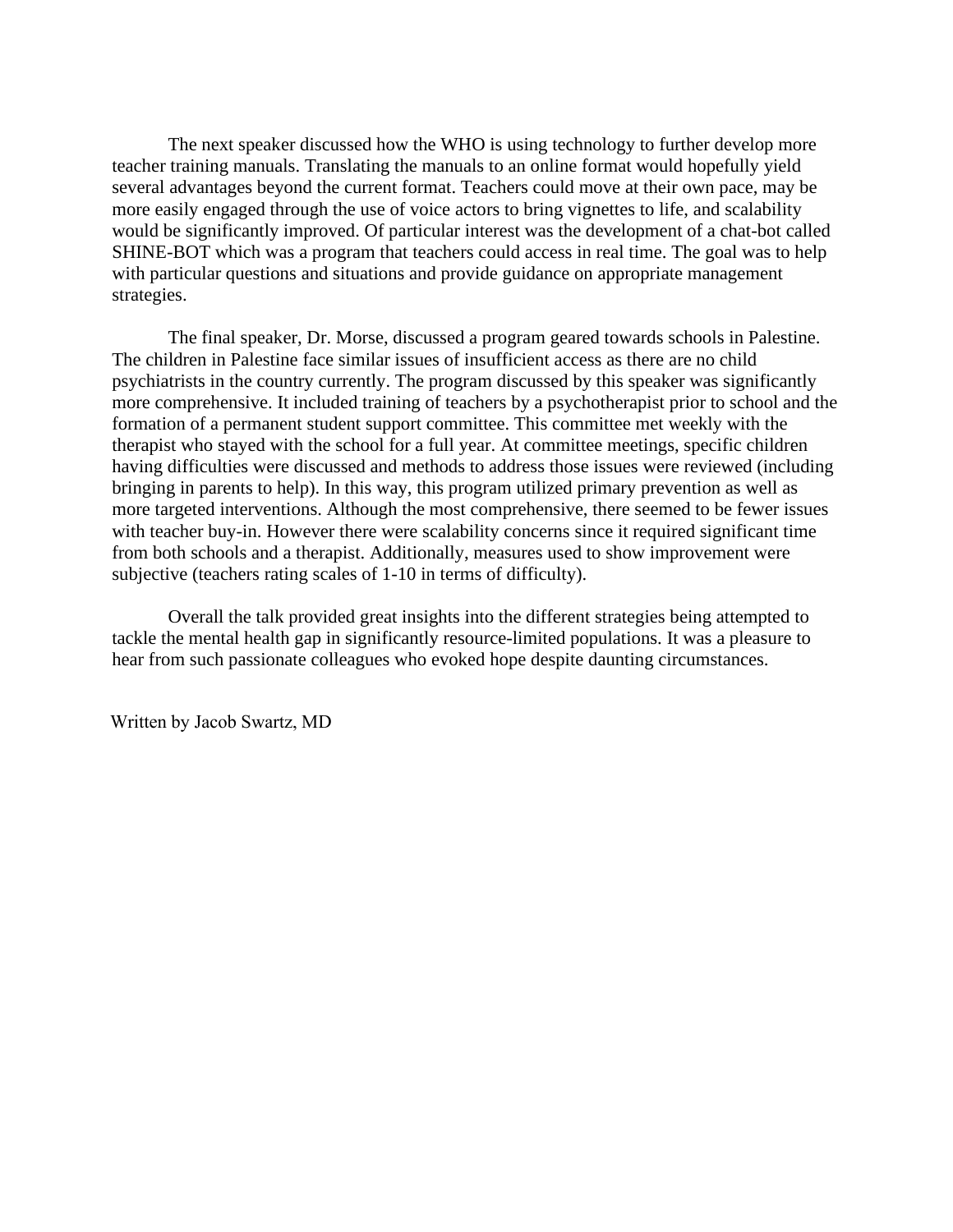The next speaker discussed how the WHO is using technology to further develop more teacher training manuals. Translating the manuals to an online format would hopefully yield several advantages beyond the current format. Teachers could move at their own pace, may be more easily engaged through the use of voice actors to bring vignettes to life, and scalability would be significantly improved. Of particular interest was the development of a chat-bot called SHINE-BOT which was a program that teachers could access in real time. The goal was to help with particular questions and situations and provide guidance on appropriate management strategies.

The final speaker, Dr. Morse, discussed a program geared towards schools in Palestine. The children in Palestine face similar issues of insufficient access as there are no child psychiatrists in the country currently. The program discussed by this speaker was significantly more comprehensive. It included training of teachers by a psychotherapist prior to school and the formation of a permanent student support committee. This committee met weekly with the therapist who stayed with the school for a full year. At committee meetings, specific children having difficulties were discussed and methods to address those issues were reviewed (including bringing in parents to help). In this way, this program utilized primary prevention as well as more targeted interventions. Although the most comprehensive, there seemed to be fewer issues with teacher buy-in. However there were scalability concerns since it required significant time from both schools and a therapist. Additionally, measures used to show improvement were subjective (teachers rating scales of 1-10 in terms of difficulty).

Overall the talk provided great insights into the different strategies being attempted to tackle the mental health gap in significantly resource-limited populations. It was a pleasure to hear from such passionate colleagues who evoked hope despite daunting circumstances.

Written by Jacob Swartz, MD